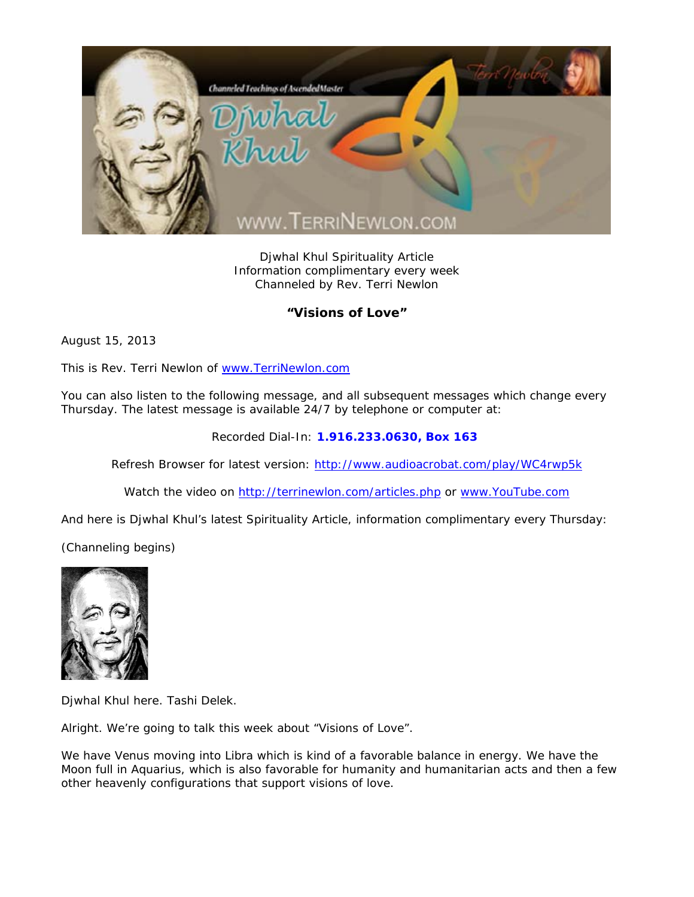Djwhal Khul Spirituality Article
Information complimentary every week
Channeled by Rev. Terri Newlon

## "Visions of Love"

August 15, 2013

This is Rev. Terri Newlon of www.TerriNewlon.com

You can also listen to the following message, and all subsequent messages which change every Thursday. The latest message is available 24/7 by telephone or computer at:

Recorded Dial-In: **1.916.233.0630, Box 163**

Refresh Browser for latest version: http://www.audioacrobat.com/play/WC4rwp5k

Watch the video on http://terrinewlon.com/articles.php or www.YouTube.com

And here is Djwhal Khul's latest Spirituality Article, information complimentary every Thursday:

(Channeling begins)

Djwhal Khul here. Tashi Delek.

Alright. We're going to talk this week about "Visions of Love".

We have Venus moving into Libra which is kind of a favorable balance in energy. We have the Moon full in Aquarius, which is also favorable for humanity and humanitarian acts and then a few other heavenly configurations that support visions of love.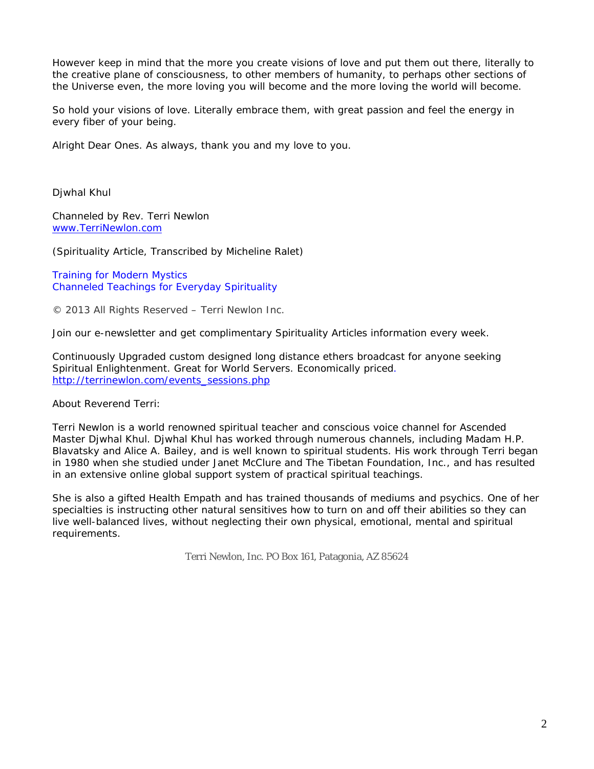However keep in mind that the more you create visions of love and put them out there, literally to the creative plane of consciousness, to other members of humanity, to perhaps other sections of the Universe even, the more loving you will become and the more loving the world will become.

So hold your visions of love. Literally embrace them, with great passion and feel the energy in every fiber of your being.

Alright Dear Ones. As always, thank you and my love to you.

Djwhal Khul

Channeled by Rev. Terri Newlon
www.TerriNewlon.com

(Spirituality Article, Transcribed by Micheline Ralet)

Training for Modern Mystics
Channeled Teachings for Everyday Spirituality

© 2013 All Rights Reserved – Terri Newlon Inc.

Join our e-newsletter and get complimentary Spirituality Articles information every week.

Continuously Upgraded custom designed long distance ethers broadcast for anyone seeking Spiritual Enlightenment. Great for World Servers. Economically priced.
http://terrinewlon.com/events_sessions.php

About Reverend Terri:

Terri Newlon is a world renowned spiritual teacher and conscious voice channel for Ascended Master Djwhal Khul. Djwhal Khul has worked through numerous channels, including Madam H.P. Blavatsky and Alice A. Bailey, and is well known to spiritual students. His work through Terri began in 1980 when she studied under Janet McClure and The Tibetan Foundation, Inc., and has resulted in an extensive online global support system of practical spiritual teachings.

She is also a gifted Health Empath and has trained thousands of mediums and psychics. One of her specialties is instructing other natural sensitives how to turn on and off their abilities so they can live well-balanced lives, without neglecting their own physical, emotional, mental and spiritual requirements.

Terri Newlon, Inc. PO Box 161, Patagonia, AZ 85624